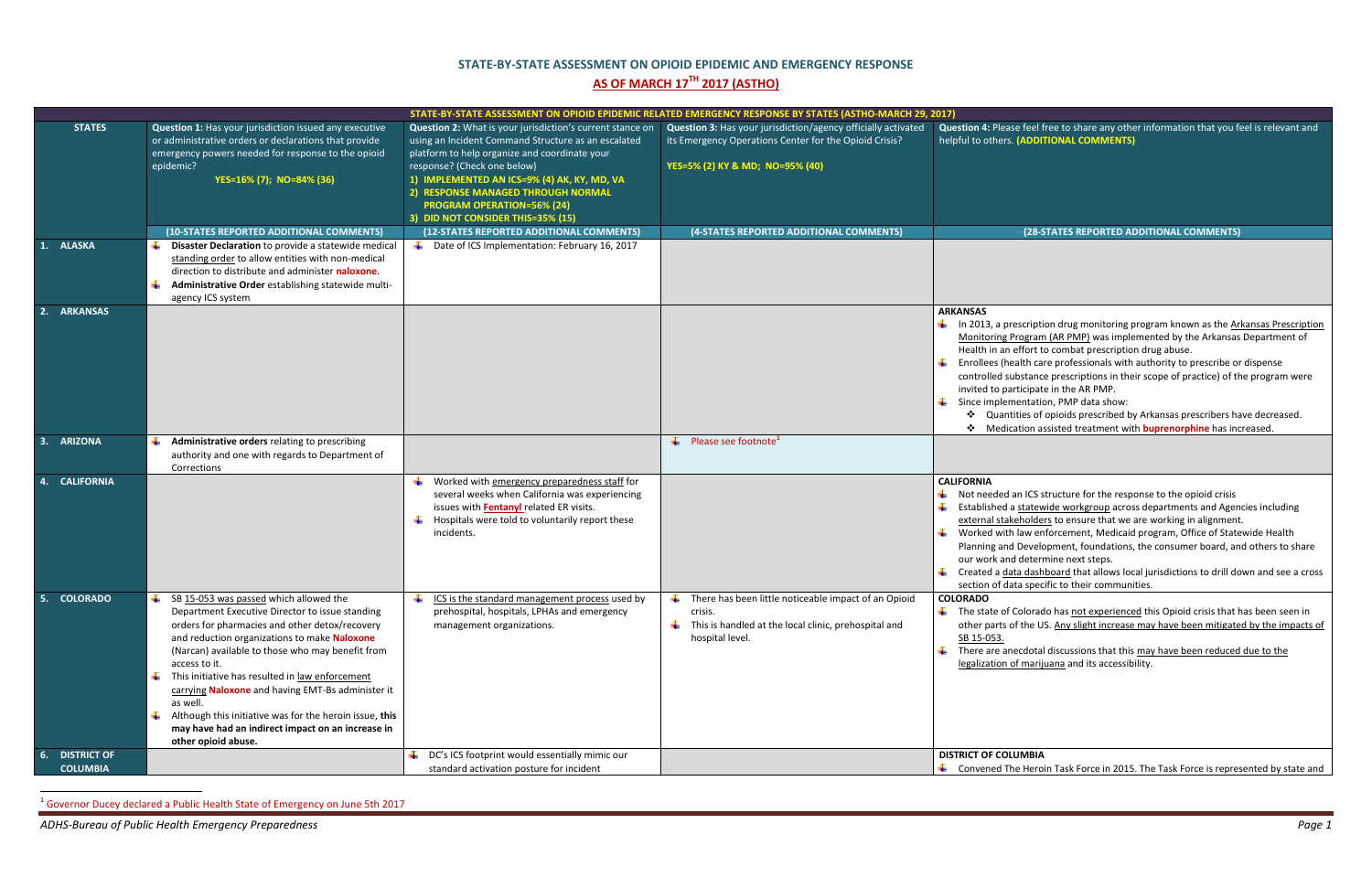# STATE-BY-STATE ASSESSMENT ON OPIOID EPIDEMIC AND EMERGENCY RESPONSE

## AS OF MARCH 17TH 2017 (ASTHO)

| STATE-BY-STATE ASSESSMENT ON OPIOID EPIDEMIC RELATED EMERGENCY RESPONSE BY STATES (ASTHO-MARCH 29, 2017) | | | | |
|---|---|---|---|---|
| **STATES** | **Question 1:** Has your jurisdiction issued any executive or administrative orders or declarations that provide emergency powers needed for response to the opioid epidemic? YES=16% (7); NO=84% (36) | **Question 2:** What is your jurisdiction's current stance on using an Incident Command Structure as an escalated platform to help organize and coordinate your response? (Check one below) 1) IMPLEMENTED AN ICS=9% (4) AK, KY, MD, VA 2) RESPONSE MANAGED THROUGH NORMAL PROGRAM OPERATION=56% (24) 3) DID NOT CONSIDER THIS=35% (15) | **Question 3:** Has your jurisdiction/agency officially activated its Emergency Operations Center for the Opioid Crisis? YES=5% (2) KY & MD; NO=95% (40) | **Question 4:** Please feel free to share any other information that you feel is relevant and helpful to others. **(ADDITIONAL COMMENTS)** |
| | **(10-STATES REPORTED ADDITIONAL COMMENTS)** | **(12-STATES REPORTED ADDITIONAL COMMENTS)** | **(4-STATES REPORTED ADDITIONAL COMMENTS)** | **(28-STATES REPORTED ADDITIONAL COMMENTS)** |
| 1. ALASKA | • **Disaster Declaration** to provide a statewide medical standing order to allow entities with non-medical direction to distribute and administer **naloxone**.<br>• **Administrative Order** establishing statewide multi-agency ICS system | • Date of ICS Implementation: February 16, 2017 | | |
| 2. ARKANSAS | | | | **ARKANSAS**<br>• In 2013, a prescription drug monitoring program known as the Arkansas Prescription Monitoring Program (AR PMP) was implemented by the Arkansas Department of Health in an effort to combat prescription drug abuse.<br>• Enrollees (health care professionals with authority to prescribe or dispense controlled substance prescriptions in their scope of practice) of the program were invited to participate in the AR PMP.<br>• Since implementation, PMP data show:<br>  ❖ Quantities of opioids prescribed by Arkansas prescribers have decreased.<br>  ❖ Medication assisted treatment with **buprenorphine** has increased. |
| 3. ARIZONA | • **Administrative orders** relating to prescribing authority and one with regards to Department of Corrections | | • Please see footnote[1] | |
| 4. CALIFORNIA | | • Worked with emergency preparedness staff for several weeks when California was experiencing issues with **Fentanyl** related ER visits.<br>• Hospitals were told to voluntarily report these incidents. | | **CALIFORNIA**<br>• Not needed an ICS structure for the response to the opioid crisis<br>• Established a statewide workgroup across departments and Agencies including external stakeholders to ensure that we are working in alignment.<br>• Worked with law enforcement, Medicaid program, Office of Statewide Health Planning and Development, foundations, the consumer board, and others to share our work and determine next steps.<br>• Created a data dashboard that allows local jurisdictions to drill down and see a cross section of data specific to their communities. |
| 5. COLORADO | • SB 15-053 was passed which allowed the Department Executive Director to issue standing orders for pharmacies and other detox/recovery and reduction organizations to make **Naloxone** (Narcan) available to those who may benefit from access to it.<br>• This initiative has resulted in law enforcement carrying **Naloxone** and having EMT-Bs administer it as well.<br>• Although this initiative was for the heroin issue, **this may have had an indirect impact on an increase in other opioid abuse.** | • ICS is the standard management process used by prehospital, hospitals, LPHAs and emergency management organizations. | • There has been little noticeable impact of an Opioid crisis.<br>• This is handled at the local clinic, prehospital and hospital level. | **COLORADO**<br>• The state of Colorado has not experienced this Opioid crisis that has been seen in other parts of the US. Any slight increase may have been mitigated by the impacts of SB 15-053.<br>• There are anecdotal discussions that this may have been reduced due to the legalization of marijuana and its accessibility. |
| 6. DISTRICT OF COLUMBIA | | • DC's ICS footprint would essentially mimic our standard activation posture for incident | | **DISTRICT OF COLUMBIA**<br>• Convened The Heroin Task Force in 2015. The Task Force is represented by state and |

[1] Governor Ducey declared a Public Health State of Emergency on June 5th 2017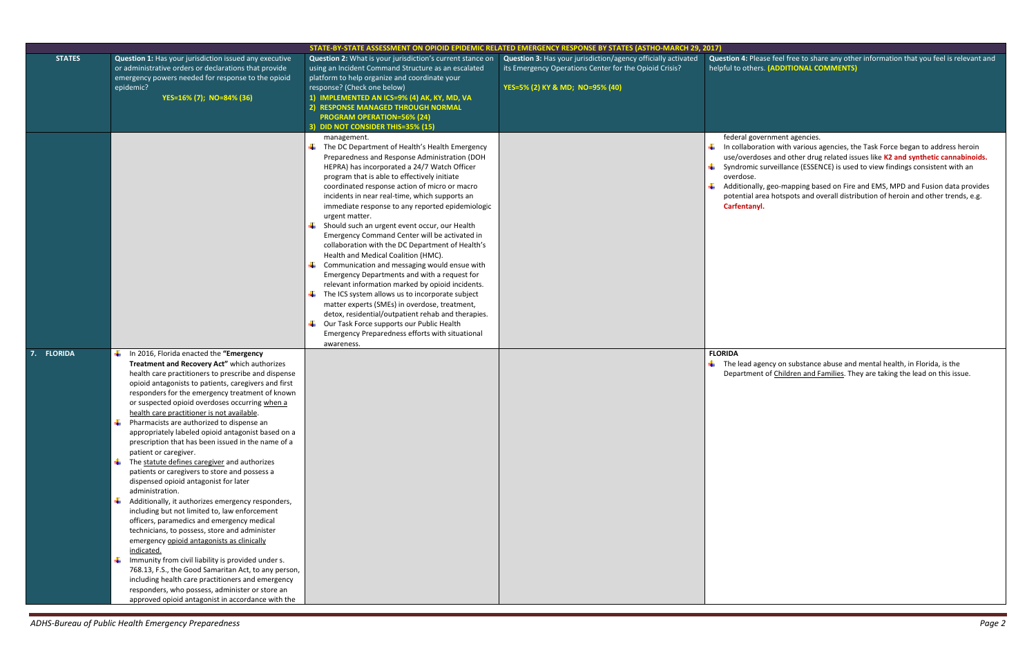| STATE-BY-STATE ASSESSMENT ON OPIOID EPIDEMIC RELATED EMERGENCY RESPONSE BY STATES (ASTHO-MARCH 29, 2017) | | | | |
|---|---|---|---|---|
| **STATES** | **Question 1:** Has your jurisdiction issued any executive or administrative orders or declarations that provide emergency powers needed for response to the opioid epidemic?<br>**YES=16% (7); NO=84% (36)** | **Question 2:** What is your jurisdiction's current stance on using an Incident Command Structure as an escalated platform to help organize and coordinate your response? (Check one below)<br>**1) IMPLEMENTED AN ICS=9% (4) AK, KY, MD, VA**<br>**2) RESPONSE MANAGED THROUGH NORMAL PROGRAM OPERATION=56% (24)**<br>**3) DID NOT CONSIDER THIS=35% (15)** | **Question 3:** Has your jurisdiction/agency officially activated its Emergency Operations Center for the Opioid Crisis?<br>**YES=5% (2) KY & MD; NO=95% (40)** | **Question 4:** Please feel free to share any other information that you feel is relevant and helpful to others. **(ADDITIONAL COMMENTS)** |
| | | management.<br>- The DC Department of Health's Health Emergency Preparedness and Response Administration (DOH HEPRA) has incorporated a 24/7 Watch Officer program that is able to effectively initiate coordinated response action of micro or macro incidents in near real-time, which supports an immediate response to any reported epidemiologic urgent matter.<br>- Should such an urgent event occur, our Health Emergency Command Center will be activated in collaboration with the DC Department of Health's Health and Medical Coalition (HMC).<br>- Communication and messaging would ensue with Emergency Departments and with a request for relevant information marked by opioid incidents.<br>- The ICS system allows us to incorporate subject matter experts (SMEs) in overdose, treatment, detox, residential/outpatient rehab and therapies.<br>- Our Task Force supports our Public Health Emergency Preparedness efforts with situational awareness. | | federal government agencies.<br>- In collaboration with various agencies, the Task Force began to address heroin use/overdoses and other drug related issues like **K2 and synthetic cannabinoids.**<br>- Syndromic surveillance (ESSENCE) is used to view findings consistent with an overdose.<br>- Additionally, geo-mapping based on Fire and EMS, MPD and Fusion data provides potential area hotspots and overall distribution of heroin and other trends, e.g. **Carfentanyl.** |
| **7. FLORIDA** | - In 2016, Florida enacted the **"Emergency Treatment and Recovery Act"** which authorizes health care practitioners to prescribe and dispense opioid antagonists to patients, caregivers and first responders for the emergency treatment of known or suspected opioid overdoses occurring when a health care practitioner is not available.<br>- Pharmacists are authorized to dispense an appropriately labeled opioid antagonist based on a prescription that has been issued in the name of a patient or caregiver.<br>- The statute defines caregiver and authorizes patients or caregivers to store and possess a dispensed opioid antagonist for later administration.<br>- Additionally, it authorizes emergency responders, including but not limited to, law enforcement officers, paramedics and emergency medical technicians, to possess, store and administer emergency opioid antagonists as clinically indicated.<br>- Immunity from civil liability is provided under s. 768.13, F.S., the Good Samaritan Act, to any person, including health care practitioners and emergency responders, who possess, administer or store an approved opioid antagonist in accordance with the | | | **FLORIDA**<br>- The lead agency on substance abuse and mental health, in Florida, is the Department of Children and Families. They are taking the lead on this issue. |

*ADHS-Bureau of Public Health Emergency Preparedness*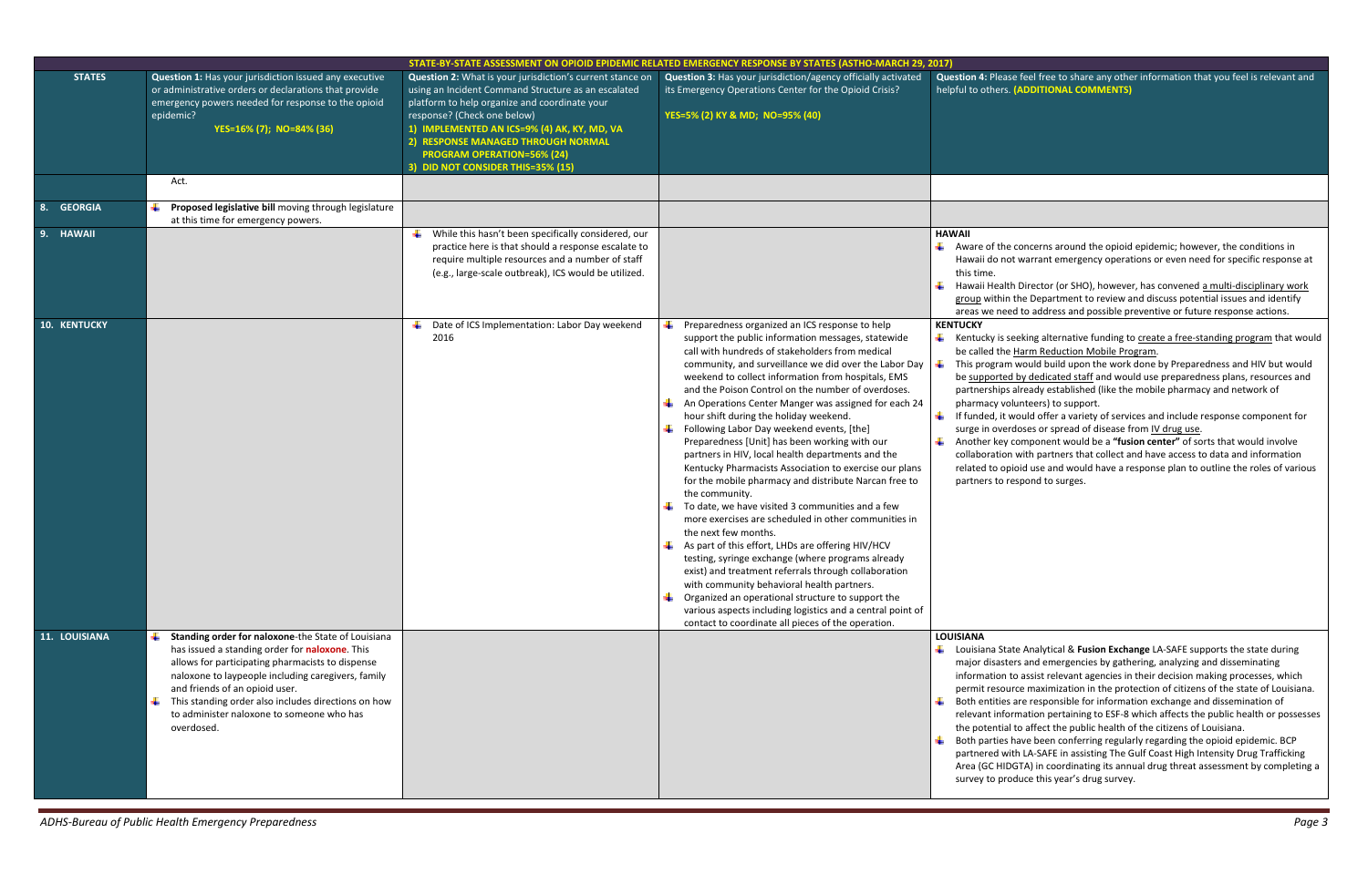| STATE-BY-STATE ASSESSMENT ON OPIOID EPIDEMIC RELATED EMERGENCY RESPONSE BY STATES (ASTHO-MARCH 29, 2017) | | | | |
|---|---|---|---|---|
| **STATES** | **Question 1:** Has your jurisdiction issued any executive or administrative orders or declarations that provide emergency powers needed for response to the opioid epidemic?<br>**YES=16% (7); NO=84% (36)** | **Question 2:** What is your jurisdiction's current stance on using an Incident Command Structure as an escalated platform to help organize and coordinate your response? (Check one below)<br>**1) IMPLEMENTED AN ICS=9% (4) AK, KY, MD, VA**<br>**2) RESPONSE MANAGED THROUGH NORMAL PROGRAM OPERATION=56% (24)**<br>**3) DID NOT CONSIDER THIS=35% (15)** | **Question 3:** Has your jurisdiction/agency officially activated its Emergency Operations Center for the Opioid Crisis?<br>**YES=5% (2) KY & MD; NO=95% (40)** | **Question 4:** Please feel free to share any other information that you feel is relevant and helpful to others. **(ADDITIONAL COMMENTS)** |
| | Act. | | | |
| **8. GEORGIA** | - **Proposed legislative bill** moving through legislature at this time for emergency powers. | | | |
| **9. HAWAII** | | - While this hasn't been specifically considered, our practice here is that should a response escalate to require multiple resources and a number of staff (e.g., large-scale outbreak), ICS would be utilized. | | **HAWAII**<br>- Aware of the concerns around the opioid epidemic; however, the conditions in Hawaii do not warrant emergency operations or even need for specific response at this time.<br>- Hawaii Health Director (or SHO), however, has convened a multi-disciplinary work group within the Department to review and discuss potential issues and identify areas we need to address and possible preventive or future response actions. |
| **10. KENTUCKY** | | - Date of ICS Implementation: Labor Day weekend 2016 | - Preparedness organized an ICS response to help support the public information messages, statewide call with hundreds of stakeholders from medical community, and surveillance we did over the Labor Day weekend to collect information from hospitals, EMS and the Poison Control on the number of overdoses.<br>- An Operations Center Manger was assigned for each 24 hour shift during the holiday weekend.<br>- Following Labor Day weekend events, [the] Preparedness [Unit] has been working with our partners in HIV, local health departments and the Kentucky Pharmacists Association to exercise our plans for the mobile pharmacy and distribute Narcan free to the community.<br>- To date, we have visited 3 communities and a few more exercises are scheduled in other communities in the next few months.<br>- As part of this effort, LHDs are offering HIV/HCV testing, syringe exchange (where programs already exist) and treatment referrals through collaboration with community behavioral health partners.<br>- Organized an operational structure to support the various aspects including logistics and a central point of contact to coordinate all pieces of the operation. | **KENTUCKY**<br>- Kentucky is seeking alternative funding to create a free-standing program that would be called the Harm Reduction Mobile Program.<br>- This program would build upon the work done by Preparedness and HIV but would be supported by dedicated staff and would use preparedness plans, resources and partnerships already established (like the mobile pharmacy and network of pharmacy volunteers) to support.<br>- If funded, it would offer a variety of services and include response component for surge in overdoses or spread of disease from IV drug use.<br>- Another key component would be a **"fusion center"** of sorts that would involve collaboration with partners that collect and have access to data and information related to opioid use and would have a response plan to outline the roles of various partners to respond to surges. |
| **11. LOUISIANA** | - **Standing order for naloxone**-the State of Louisiana has issued a standing order for **naloxone**. This allows for participating pharmacists to dispense naloxone to laypeople including caregivers, family and friends of an opioid user.<br>- This standing order also includes directions on how to administer naloxone to someone who has overdosed. | | | **LOUISIANA**<br>- Louisiana State Analytical & **Fusion Exchange** LA-SAFE supports the state during major disasters and emergencies by gathering, analyzing and disseminating information to assist relevant agencies in their decision making processes, which permit resource maximization in the protection of citizens of the state of Louisiana.<br>- Both entities are responsible for information exchange and dissemination of relevant information pertaining to ESF-8 which affects the public health or possesses the potential to affect the public health of the citizens of Louisiana.<br>- Both parties have been conferring regularly regarding the opioid epidemic. BCP partnered with LA-SAFE in assisting The Gulf Coast High Intensity Drug Trafficking Area (GC HIDGTA) in coordinating its annual drug threat assessment by completing a survey to produce this year's drug survey. |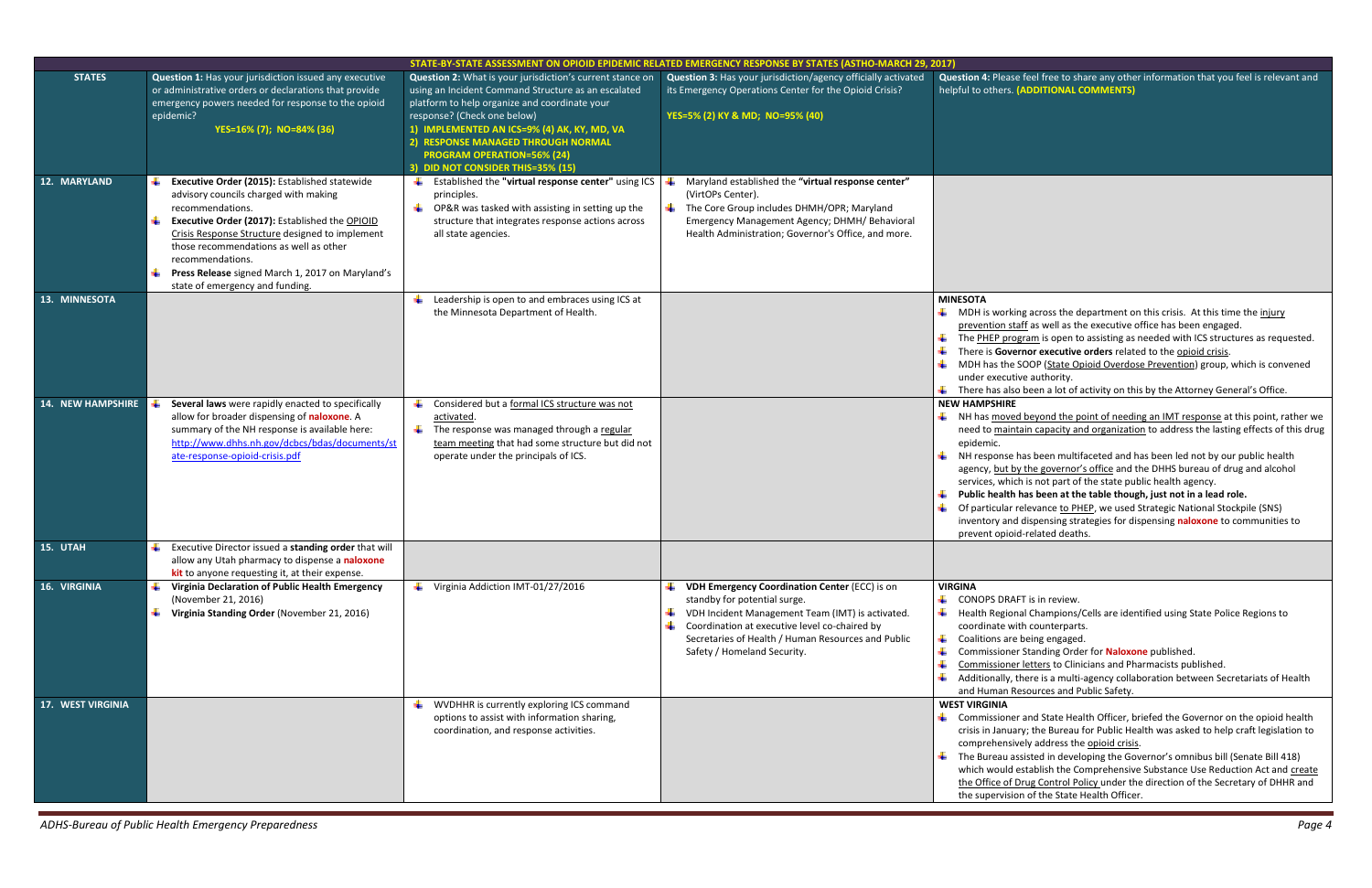| STATE-BY-STATE ASSESSMENT ON OPIOID EPIDEMIC RELATED EMERGENCY RESPONSE BY STATES (ASTHO-MARCH 29, 2017) | | | | |
|---|---|---|---|---|
| **STATES** | **Question 1:** Has your jurisdiction issued any executive or administrative orders or declarations that provide emergency powers needed for response to the opioid epidemic?<br>**YES=16% (7); NO=84% (36)** | **Question 2:** What is your jurisdiction's current stance on using an Incident Command Structure as an escalated platform to help organize and coordinate your response? (Check one below)<br>**1) IMPLEMENTED AN ICS=9% (4) AK, KY, MD, VA**<br>**2) RESPONSE MANAGED THROUGH NORMAL PROGRAM OPERATION=56% (24)**<br>**3) DID NOT CONSIDER THIS=35% (15)** | **Question 3:** Has your jurisdiction/agency officially activated its Emergency Operations Center for the Opioid Crisis?<br>**YES=5% (2) KY & MD; NO=95% (40)** | **Question 4:** Please feel free to share any other information that you feel is relevant and helpful to others. **(ADDITIONAL COMMENTS)** |
| **12. MARYLAND** | - **Executive Order (2015):** Established statewide advisory councils charged with making recommendations.<br>- **Executive Order (2017):** Established the OPIOID Crisis Response Structure designed to implement those recommendations as well as other recommendations.<br>- **Press Release** signed March 1, 2017 on Maryland's state of emergency and funding. | - Established the **"virtual response center"** using ICS principles.<br>- OP&R was tasked with assisting in setting up the structure that integrates response actions across all state agencies. | - Maryland established the **"virtual response center"** (VirtOPs Center).<br>- The Core Group includes DHMH/OPR; Maryland Emergency Management Agency; DHMH/ Behavioral Health Administration; Governor's Office, and more. | |
| **13. MINNESOTA** | | - Leadership is open to and embraces using ICS at the Minnesota Department of Health. | | **MINESOTA**<br>- MDH is working across the department on this crisis. At this time the injury prevention staff as well as the executive office has been engaged.<br>- The PHEP program is open to assisting as needed with ICS structures as requested.<br>- There is **Governor executive orders** related to the opioid crisis.<br>- MDH has the SOOP (State Opioid Overdose Prevention) group, which is convened under executive authority.<br>- There has also been a lot of activity on this by the Attorney General's Office. |
| **14. NEW HAMPSHIRE** | - **Several laws** were rapidly enacted to specifically allow for broader dispensing of **naloxone**. A summary of the NH response is available here: http://www.dhhs.nh.gov/dcbcs/bdas/documents/state-response-opioid-crisis.pdf | - Considered but a formal ICS structure was not activated.<br>- The response was managed through a regular team meeting that had some structure but did not operate under the principals of ICS. | | **NEW HAMPSHIRE**<br>- NH has moved beyond the point of needing an IMT response at this point, rather we need to maintain capacity and organization to address the lasting effects of this drug epidemic.<br>- NH response has been multifaceted and has been led not by our public health agency, but by the governor's office and the DHHS bureau of drug and alcohol services, which is not part of the state public health agency.<br>- **Public health has been at the table though, just not in a lead role.**<br>- Of particular relevance to PHEP, we used Strategic National Stockpile (SNS) inventory and dispensing strategies for dispensing **naloxone** to communities to prevent opioid-related deaths. |
| **15. UTAH** | - Executive Director issued a **standing order** that will allow any Utah pharmacy to dispense a **naloxone kit** to anyone requesting it, at their expense. | | | |
| **16. VIRGINIA** | - **Virginia Declaration of Public Health Emergency** (November 21, 2016)<br>- **Virginia Standing Order** (November 21, 2016) | - Virginia Addiction IMT-01/27/2016 | - **VDH Emergency Coordination Center** (ECC) is on standby for potential surge.<br>- VDH Incident Management Team (IMT) is activated.<br>- Coordination at executive level co-chaired by Secretaries of Health / Human Resources and Public Safety / Homeland Security. | **VIRGINA**<br>- CONOPS DRAFT is in review.<br>- Health Regional Champions/Cells are identified using State Police Regions to coordinate with counterparts.<br>- Coalitions are being engaged.<br>- Commissioner Standing Order for **Naloxone** published.<br>- Commissioner letters to Clinicians and Pharmacists published.<br>- Additionally, there is a multi-agency collaboration between Secretariats of Health and Human Resources and Public Safety. |
| **17. WEST VIRGINIA** | | - WVDHHR is currently exploring ICS command options to assist with information sharing, coordination, and response activities. | | **WEST VIRGINIA**<br>- Commissioner and State Health Officer, briefed the Governor on the opioid health crisis in January; the Bureau for Public Health was asked to help craft legislation to comprehensively address the opioid crisis.<br>- The Bureau assisted in developing the Governor's omnibus bill (Senate Bill 418) which would establish the Comprehensive Substance Use Reduction Act and create the Office of Drug Control Policy under the direction of the Secretary of DHHR and the supervision of the State Health Officer. |

*ADHS-Bureau of Public Health Emergency Preparedness*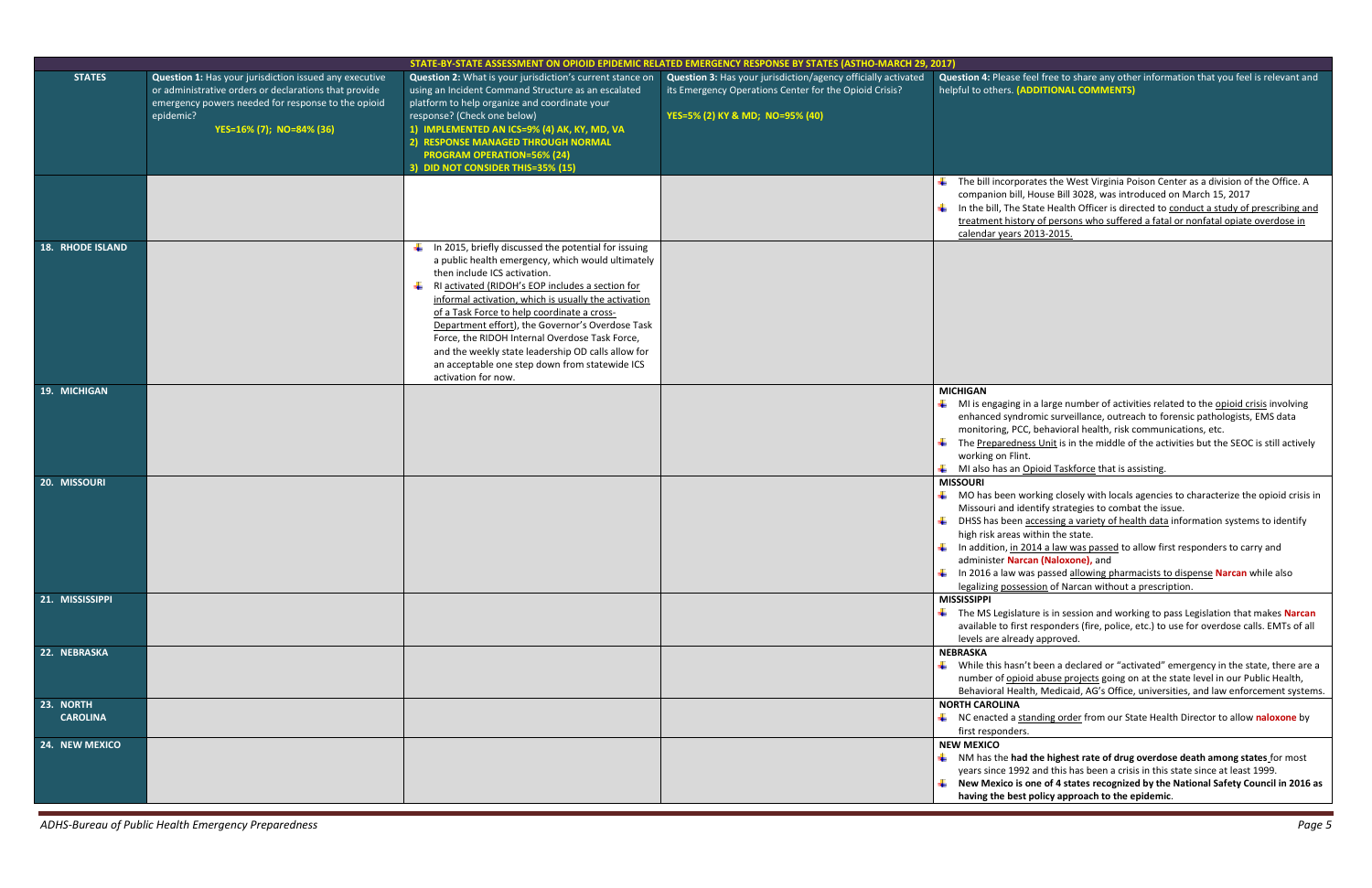| STATE-BY-STATE ASSESSMENT ON OPIOID EPIDEMIC RELATED EMERGENCY RESPONSE BY STATES (ASTHO-MARCH 29, 2017) | | | | |
|---|---|---|---|---|
| **STATES** | **Question 1:** Has your jurisdiction issued any executive or administrative orders or declarations that provide emergency powers needed for response to the opioid epidemic? **YES=16% (7); NO=84% (36)** | **Question 2:** What is your jurisdiction's current stance on using an Incident Command Structure as an escalated platform to help organize and coordinate your response? (Check one below) **1) IMPLEMENTED AN ICS=9% (4) AK, KY, MD, VA** **2) RESPONSE MANAGED THROUGH NORMAL PROGRAM OPERATION=56% (24)** **3) DID NOT CONSIDER THIS=35% (15)** | **Question 3:** Has your jurisdiction/agency officially activated its Emergency Operations Center for the Opioid Crisis? **YES=5% (2) KY & MD; NO=95% (40)** | **Question 4:** Please feel free to share any other information that you feel is relevant and helpful to others. **(ADDITIONAL COMMENTS)** |
| | | | | • The bill incorporates the West Virginia Poison Center as a division of the Office. A companion bill, House Bill 3028, was introduced on March 15, 2017 • In the bill, The State Health Officer is directed to conduct a study of prescribing and treatment history of persons who suffered a fatal or nonfatal opiate overdose in calendar years 2013-2015. |
| **18. RHODE ISLAND** | | • In 2015, briefly discussed the potential for issuing a public health emergency, which would ultimately then include ICS activation. • RI activated (RIDOH's EOP includes a section for informal activation, which is usually the activation of a Task Force to help coordinate a cross-Department effort), the Governor's Overdose Task Force, the RIDOH Internal Overdose Task Force, and the weekly state leadership OD calls allow for an acceptable one step down from statewide ICS activation for now. | | |
| **19. MICHIGAN** | | | | **MICHIGAN** • MI is engaging in a large number of activities related to the opioid crisis involving enhanced syndromic surveillance, outreach to forensic pathologists, EMS data monitoring, PCC, behavioral health, risk communications, etc. • The Preparedness Unit is in the middle of the activities but the SEOC is still actively working on Flint. • MI also has an Opioid Taskforce that is assisting. |
| **20. MISSOURI** | | | | **MISSOURI** • MO has been working closely with locals agencies to characterize the opioid crisis in Missouri and identify strategies to combat the issue. • DHSS has been accessing a variety of health data information systems to identify high risk areas within the state. • In addition, in 2014 a law was passed to allow first responders to carry and administer **Narcan (Naloxone),** and • In 2016 a law was passed allowing pharmacists to dispense **Narcan** while also legalizing possession of Narcan without a prescription. |
| **21. MISSISSIPPI** | | | | **MISSISSIPPI** • The MS Legislature is in session and working to pass Legislation that makes **Narcan** available to first responders (fire, police, etc.) to use for overdose calls. EMTs of all levels are already approved. |
| **22. NEBRASKA** | | | | **NEBRASKA** • While this hasn't been a declared or "activated" emergency in the state, there are a number of opioid abuse projects going on at the state level in our Public Health, Behavioral Health, Medicaid, AG's Office, universities, and law enforcement systems. |
| **23. NORTH CAROLINA** | | | | **NORTH CAROLINA** • NC enacted a standing order from our State Health Director to allow **naloxone** by first responders. |
| **24. NEW MEXICO** | | | | **NEW MEXICO** • NM has the **had the highest rate of drug overdose death among states** for most years since 1992 and this has been a crisis in this state since at least 1999. • **New Mexico is one of 4 states recognized by the National Safety Council in 2016 as having the best policy approach to the epidemic**. |

*ADHS-Bureau of Public Health Emergency Preparedness*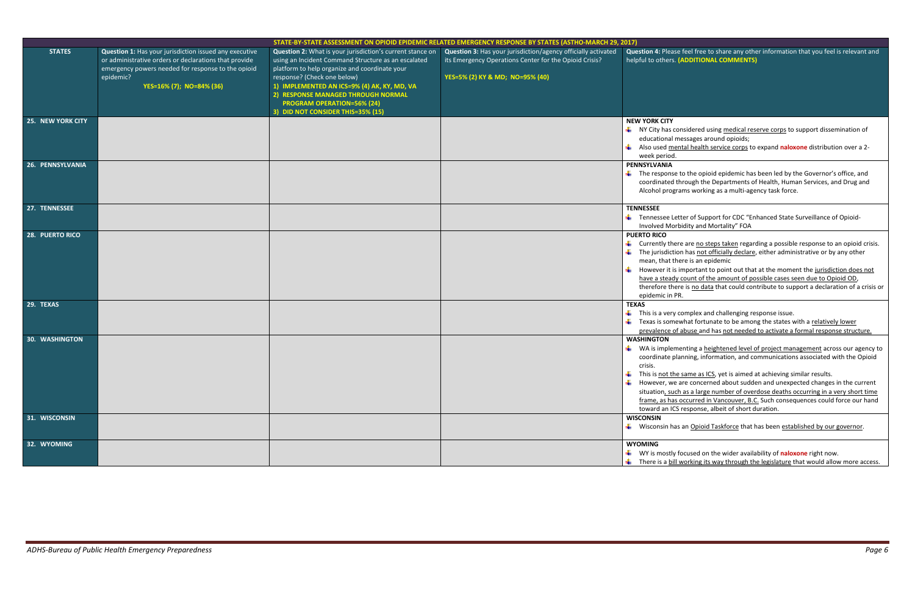| STATE-BY-STATE ASSESSMENT ON OPIOID EPIDEMIC RELATED EMERGENCY RESPONSE BY STATES (ASTHO-MARCH 29, 2017) | | | | |
|---|---|---|---|---|
| **STATES** | **Question 1:** Has your jurisdiction issued any executive or administrative orders or declarations that provide emergency powers needed for response to the opioid epidemic? **YES=16% (7); NO=84% (36)** | **Question 2:** What is your jurisdiction's current stance on using an Incident Command Structure as an escalated platform to help organize and coordinate your response? (Check one below) **1) IMPLEMENTED AN ICS=9% (4) AK, KY, MD, VA 2) RESPONSE MANAGED THROUGH NORMAL PROGRAM OPERATION=56% (24) 3) DID NOT CONSIDER THIS=35% (15)** | **Question 3:** Has your jurisdiction/agency officially activated its Emergency Operations Center for the Opioid Crisis? **YES=5% (2) KY & MD; NO=95% (40)** | **Question 4:** Please feel free to share any other information that you feel is relevant and helpful to others. **(ADDITIONAL COMMENTS)** |
| **25. NEW YORK CITY** | | | | **NEW YORK CITY** <br>• NY City has considered using medical reserve corps to support dissemination of educational messages around opioids; <br>• Also used mental health service corps to expand **naloxone** distribution over a 2-week period. |
| **26. PENNSYLVANIA** | | | | **PENNSYLVANIA** <br>• The response to the opioid epidemic has been led by the Governor's office, and coordinated through the Departments of Health, Human Services, and Drug and Alcohol programs working as a multi-agency task force. |
| **27. TENNESSEE** | | | | **TENNESSEE** <br>• Tennessee Letter of Support for CDC "Enhanced State Surveillance of Opioid-Involved Morbidity and Mortality" FOA |
| **28. PUERTO RICO** | | | | **PUERTO RICO** <br>• Currently there are no steps taken regarding a possible response to an opioid crisis. <br>• The jurisdiction has not officially declare, either administrative or by any other mean, that there is an epidemic <br>• However it is important to point out that at the moment the jurisdiction does not have a steady count of the amount of possible cases seen due to Opioid OD, therefore there is no data that could contribute to support a declaration of a crisis or epidemic in PR. |
| **29. TEXAS** | | | | **TEXAS** <br>• This is a very complex and challenging response issue. <br>• Texas is somewhat fortunate to be among the states with a relatively lower prevalence of abuse and has not needed to activate a formal response structure. |
| **30. WASHINGTON** | | | | **WASHINGTON** <br>• WA is implementing a heightened level of project management across our agency to coordinate planning, information, and communications associated with the Opioid crisis. <br>• This is not the same as ICS, yet is aimed at achieving similar results. <br>• However, we are concerned about sudden and unexpected changes in the current situation, such as a large number of overdose deaths occurring in a very short time frame, as has occurred in Vancouver, B.C. Such consequences could force our hand toward an ICS response, albeit of short duration. |
| **31. WISCONSIN** | | | | **WISCONSIN** <br>• Wisconsin has an Opioid Taskforce that has been established by our governor. |
| **32. WYOMING** | | | | **WYOMING** <br>• WY is mostly focused on the wider availability of **naloxone** right now. <br>• There is a bill working its way through the legislature that would allow more access. |